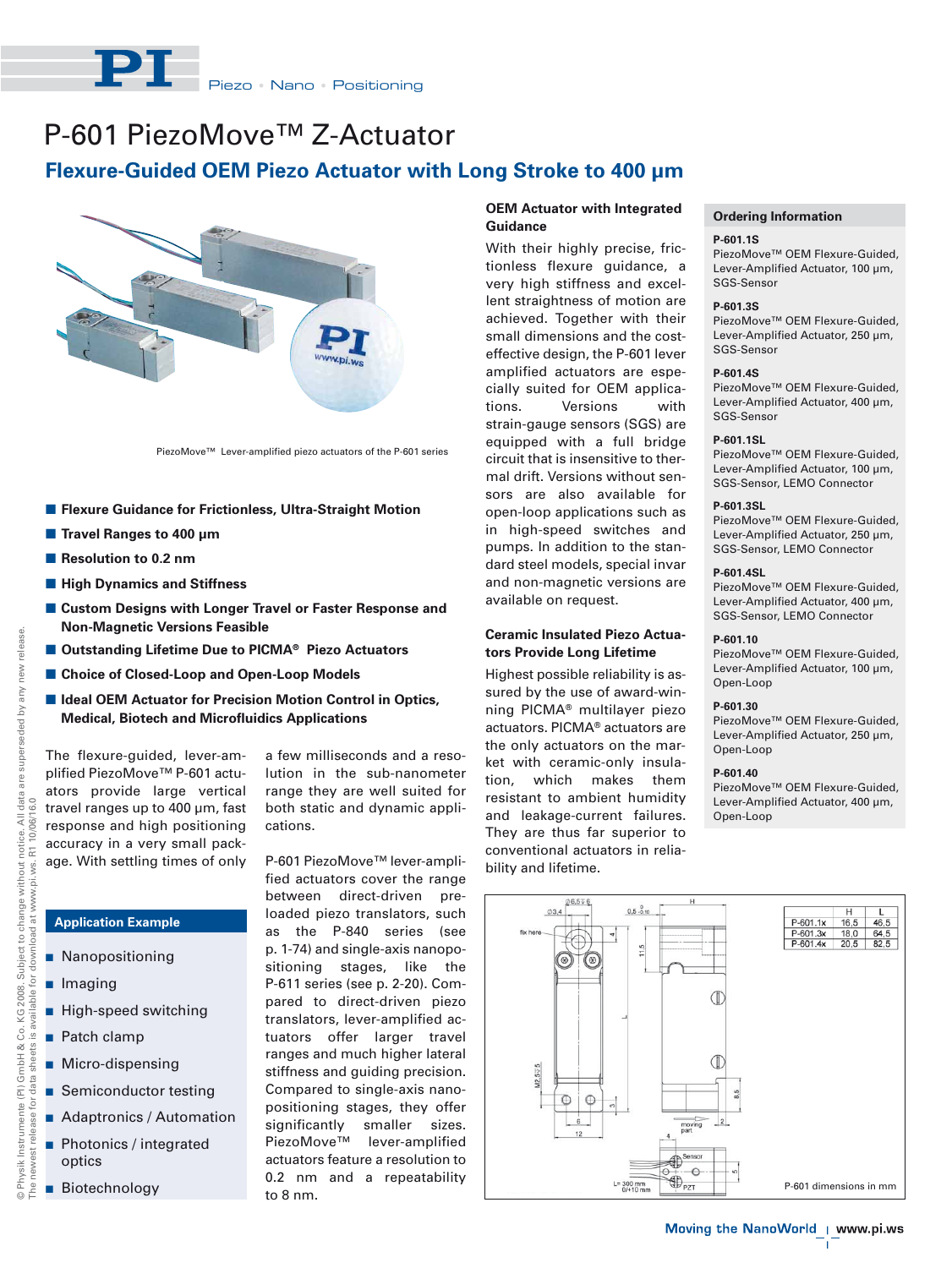# P-601 PiezoMove™ Z-Actuator

## Flexure-Guided OEM Piezo Actuator with Long Stroke to 400 µm

PiezoMove™ Lever-amplified piezo actuators of the P-601 series

- Flexure Guidance for Frictionless, Ultra-Straight Motion
- Travel Ranges to 400 µm
- Resolution to 0.2 nm
- High Dynamics and Stiffness
- Custom Designs with Longer Travel or Faster Response and Non-Magnetic Versions Feasible
- Outstanding Lifetime Due to PICMA® Piezo Actuators
- Choice of Closed-Loop and Open-Loop Models
- Ideal OEM Actuator for Precision Motion Control in Optics, Medical, Biotech and Microfluidics Applications

The flexure-guided, lever-amplified PiezoMove™ P-601 actuators provide large vertical travel ranges up to 400 µm, fast response and high positioning accuracy in a very small package. With settling times of only a few milliseconds and a resolution in the sub-nanometer range they are well suited for both static and dynamic applications.

P-601 PiezoMove™ lever-amplified actuators cover the range between direct-driven preloaded piezo translators, such as the P-840 series (see p. 1-74) and single-axis nanopositioning stages, like the P-611 series (see p. 2-20). Compared to direct-driven piezo translators, lever-amplified actuators offer larger travel ranges and much higher lateral stiffness and guiding precision. Compared to single-axis nanopositioning stages, they offer significantly smaller sizes. PiezoMove™ lever-amplified actuators feature a resolution to 0.2 nm and a repeatability to 8 nm.

### Application Example

- Nanopositioning
- Imaging
- High-speed switching
- Patch clamp
- Micro-dispensing
- Semiconductor testing
- Adaptronics / Automation
- Photonics / integrated optics
- Biotechnology

### OEM Actuator with Integrated Guidance

With their highly precise, frictionless flexure guidance, a very high stiffness and excellent straightness of motion are achieved. Together with their small dimensions and the cost-effective design, the P-601 lever amplified actuators are especially suited for OEM applications. Versions with strain-gauge sensors (SGS) are equipped with a full bridge circuit that is insensitive to thermal drift. Versions without sensors are also available for open-loop applications such as in high-speed switches and pumps. In addition to the standard steel models, special invar and non-magnetic versions are available on request.

### Ceramic Insulated Piezo Actuators Provide Long Lifetime

Highest possible reliability is assured by the use of award-winning PICMA® multilayer piezo actuators. PICMA® actuators are the only actuators on the market with ceramic-only insulation, which makes them resistant to ambient humidity and leakage-current failures. They are thus far superior to conventional actuators in reliability and lifetime.

### Ordering Information

**P-601.1S**
PiezoMove™ OEM Flexure-Guided, Lever-Amplified Actuator, 100 µm, SGS-Sensor

**P-601.3S**
PiezoMove™ OEM Flexure-Guided, Lever-Amplified Actuator, 250 µm, SGS-Sensor

**P-601.4S**
PiezoMove™ OEM Flexure-Guided, Lever-Amplified Actuator, 400 µm, SGS-Sensor

**P-601.1SL**
PiezoMove™ OEM Flexure-Guided, Lever-Amplified Actuator, 100 µm, SGS-Sensor, LEMO Connector

**P-601.3SL**
PiezoMove™ OEM Flexure-Guided, Lever-Amplified Actuator, 250 µm, SGS-Sensor, LEMO Connector

**P-601.4SL**
PiezoMove™ OEM Flexure-Guided, Lever-Amplified Actuator, 400 µm, SGS-Sensor, LEMO Connector

**P-601.10**
PiezoMove™ OEM Flexure-Guided, Lever-Amplified Actuator, 100 µm, Open-Loop

**P-601.30**
PiezoMove™ OEM Flexure-Guided, Lever-Amplified Actuator, 250 µm, Open-Loop

**P-601.40**
PiezoMove™ OEM Flexure-Guided, Lever-Amplified Actuator, 400 µm, Open-Loop

| | H | L |
|---|---|---|
| P-601.1x | 16,5 | 46,5 |
| P-601.3x | 18,0 | 64,5 |
| P-601.4x | 20,5 | 82,5 |

P-601 dimensions in mm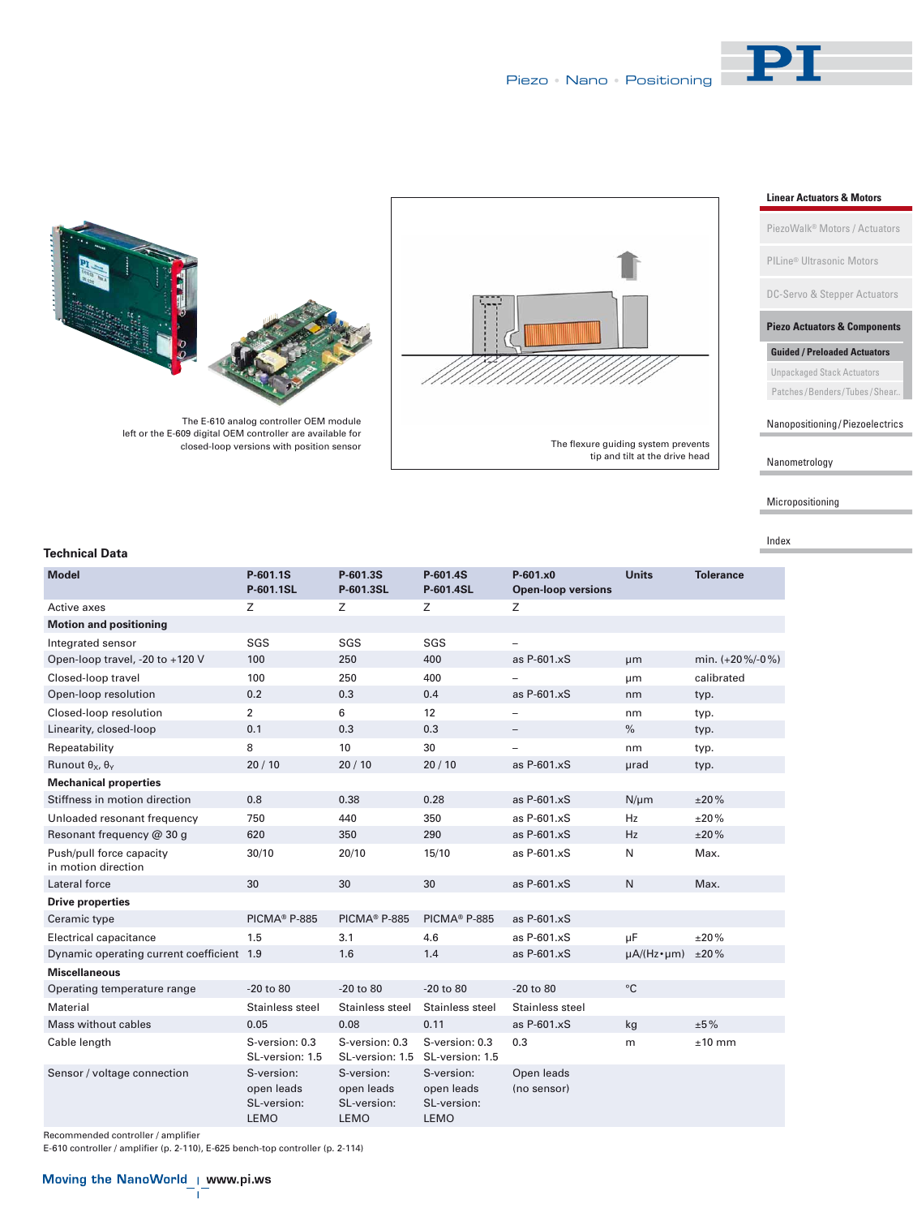The E-610 analog controller OEM module left or the E-609 digital OEM controller are available for closed-loop versions with position sensor

The flexure guiding system prevents tip and tilt at the drive head

## Technical Data

| Model | P-601.1S<br>P-601.1SL | P-601.3S<br>P-601.3SL | P-601.4S<br>P-601.4SL | P-601.x0<br>Open-loop versions | Units | Tolerance |
|---|---|---|---|---|---|---|
| Active axes | Z | Z | Z | Z | | |
| **Motion and positioning** | | | | | | |
| Integrated sensor | SGS | SGS | SGS | – | | |
| Open-loop travel, -20 to +120 V | 100 | 250 | 400 | as P-601.xS | µm | min. (+20 %/-0 %) |
| Closed-loop travel | 100 | 250 | 400 | – | µm | calibrated |
| Open-loop resolution | 0.2 | 0.3 | 0.4 | as P-601.xS | nm | typ. |
| Closed-loop resolution | 2 | 6 | 12 | – | nm | typ. |
| Linearity, closed-loop | 0.1 | 0.3 | 0.3 | – | % | typ. |
| Repeatability | 8 | 10 | 30 | – | nm | typ. |
| Runout $\theta_X$, $\theta_Y$ | 20 / 10 | 20 / 10 | 20 / 10 | as P-601.xS | µrad | typ. |
| **Mechanical properties** | | | | | | |
| Stiffness in motion direction | 0.8 | 0.38 | 0.28 | as P-601.xS | N/µm | ±20 % |
| Unloaded resonant frequency | 750 | 440 | 350 | as P-601.xS | Hz | ±20 % |
| Resonant frequency @ 30 g | 620 | 350 | 290 | as P-601.xS | Hz | ±20 % |
| Push/pull force capacity in motion direction | 30/10 | 20/10 | 15/10 | as P-601.xS | N | Max. |
| Lateral force | 30 | 30 | 30 | as P-601.xS | N | Max. |
| **Drive properties** | | | | | | |
| Ceramic type | PICMA® P-885 | PICMA® P-885 | PICMA® P-885 | as P-601.xS | | |
| Electrical capacitance | 1.5 | 3.1 | 4.6 | as P-601.xS | µF | ±20 % |
| Dynamic operating current coefficient | 1.9 | 1.6 | 1.4 | as P-601.xS | µA/(Hz•µm) | ±20 % |
| **Miscellaneous** | | | | | | |
| Operating temperature range | -20 to 80 | -20 to 80 | -20 to 80 | -20 to 80 | °C | |
| Material | Stainless steel | Stainless steel | Stainless steel | Stainless steel | | |
| Mass without cables | 0.05 | 0.08 | 0.11 | as P-601.xS | kg | ±5 % |
| Cable length | S-version: 0.3<br>SL-version: 1.5 | S-version: 0.3<br>SL-version: 1.5 | S-version: 0.3<br>SL-version: 1.5 | 0.3 | m | ±10 mm |
| Sensor / voltage connection | S-version:<br>open leads<br>SL-version:<br>LEMO | S-version:<br>open leads<br>SL-version:<br>LEMO | S-version:<br>open leads<br>SL-version:<br>LEMO | Open leads<br>(no sensor) | | |

Recommended controller / amplifier
E-610 controller / amplifier (p. 2-110), E-625 bench-top controller (p. 2-114)